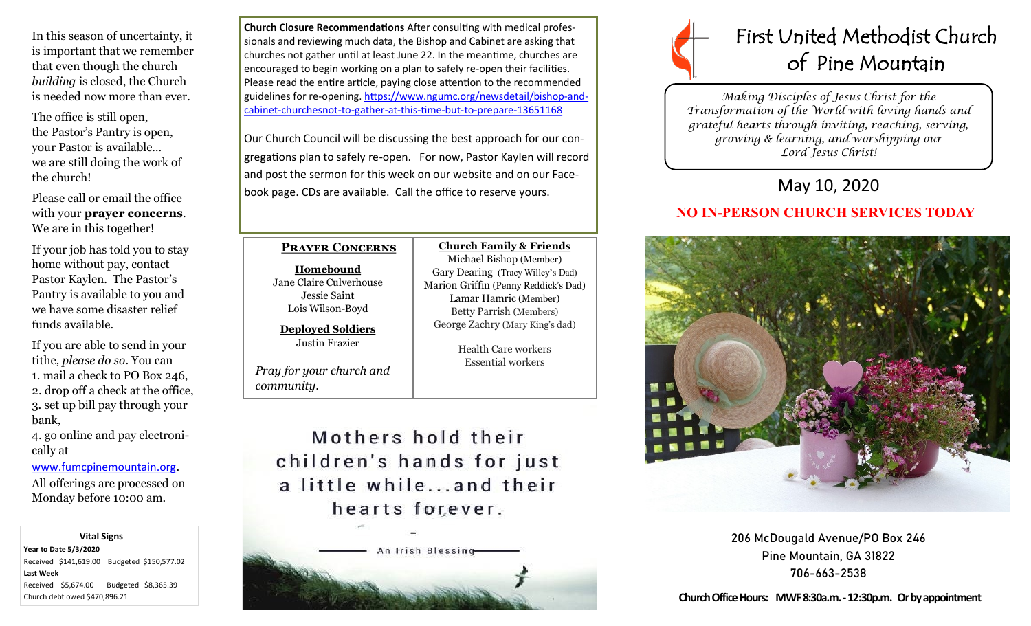In this season of uncertainty, it is important that we remember that even though the church *building* is closed, the Church is needed now more than ever.

The office is still open,
the Pastor's Pantry is open,
your Pastor is available…
we are still doing the work of the church!

Please call or email the office with your **prayer concerns**. We are in this together!

If your job has told you to stay home without pay, contact Pastor Kaylen. The Pastor's Pantry is available to you and we have some disaster relief funds available.

If you are able to send in your tithe, *please do so*. You can

1. mail a check to PO Box 246,
2. drop off a check at the office,
3. set up bill pay through your bank,
4. go online and pay electronically at www.fumcpinemountain.org.

All offerings are processed on Monday before 10:00 am.

**Vital Signs**

**Year to Date 5/3/2020**
Received $141,619.00 Budgeted $150,577.02

**Last Week**
Received $5,674.00 Budgeted $8,365.39

Church debt owed $470,896.21

**Church Closure Recommendations** After consulting with medical professionals and reviewing much data, the Bishop and Cabinet are asking that churches not gather until at least June 22. In the meantime, churches are encouraged to begin working on a plan to safely re-open their facilities. Please read the entire article, paying close attention to the recommended guidelines for re-opening. https://www.ngumc.org/newsdetail/bishop-and-cabinet-churchesnot-to-gather-at-this-time-but-to-prepare-13651168

Our Church Council will be discussing the best approach for our congregations plan to safely re-open. For now, Pastor Kaylen will record and post the sermon for this week on our website and on our Facebook page. CDs are available. Call the office to reserve yours.

## Prayer Concerns

**Homebound**
Jane Claire Culverhouse
Jessie Saint
Lois Wilson-Boyd

**Deployed Soldiers**
Justin Frazier

*Pray for your church and community.*

**Church Family & Friends**
Michael Bishop (Member)
Gary Dearing (Tracy Willey's Dad)
Marion Griffin (Penny Reddick's Dad)
Lamar Hamric (Member)
Betty Parrish (Members)
George Zachry (Mary King's dad)

Health Care workers
Essential workers

Mothers hold their children's hands for just a little while…and their hearts forever.

— An Irish Blessing —

# First United Methodist Church of Pine Mountain

*Making Disciples of Jesus Christ for the Transformation of the World with loving hands and grateful hearts through inviting, reaching, serving, growing & learning, and worshipping our Lord Jesus Christ!*

## May 10, 2020

## NO IN-PERSON CHURCH SERVICES TODAY

206 McDougald Avenue/PO Box 246
Pine Mountain, GA 31822
706-663-2538

**Church Office Hours: MWF 8:30a.m. - 12:30p.m. Or by appointment**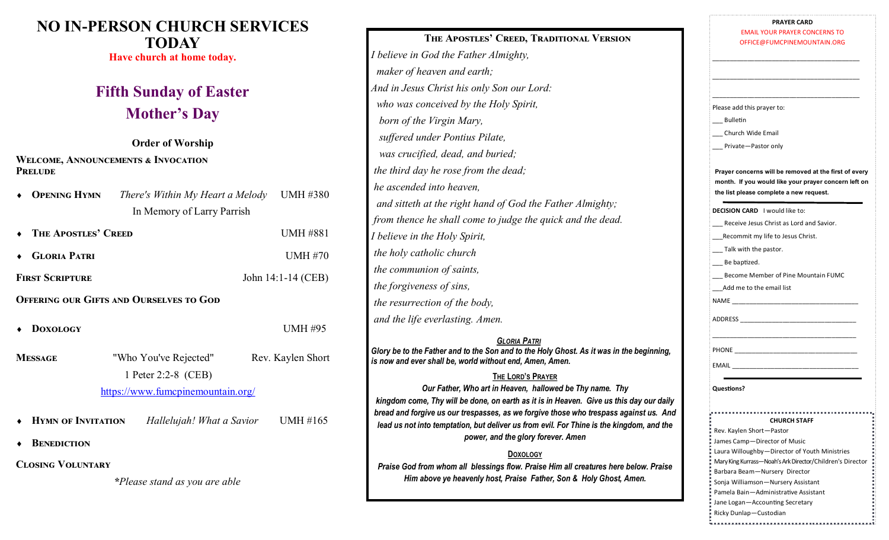# NO IN-PERSON CHURCH SERVICES TODAY

**Have church at home today.**

## Fifth Sunday of Easter
## Mother's Day

### Order of Worship

**WELCOME, ANNOUNCEMENTS & INVOCATION**

**PRELUDE**

- **OPENING HYMN** *There's Within My Heart a Melody* UMH #380
  In Memory of Larry Parrish
- **THE APOSTLES' CREED** UMH #881
- **GLORIA PATRI** UMH #70

**FIRST SCRIPTURE** John 14:1-14 (CEB)

**OFFERING OUR GIFTS AND OURSELVES TO GOD**

- **DOXOLOGY** UMH #95

**MESSAGE** "Who You've Rejected" Rev. Kaylen Short
1 Peter 2:2-8 (CEB)
https://www.fumcpinemountain.org/

- **HYMN OF INVITATION** *Hallelujah! What a Savior* UMH #165
- **BENEDICTION**

**CLOSING VOLUNTARY**

*\*Please stand as you are able*

### THE APOSTLES' CREED, TRADITIONAL VERSION

*I believe in God the Father Almighty,*
*maker of heaven and earth;*
*And in Jesus Christ his only Son our Lord:*
*who was conceived by the Holy Spirit,*
*born of the Virgin Mary,*
*suffered under Pontius Pilate,*
*was crucified, dead, and buried;*
*the third day he rose from the dead;*
*he ascended into heaven,*
*and sitteth at the right hand of God the Father Almighty;*
*from thence he shall come to judge the quick and the dead.*
*I believe in the Holy Spirit,*
*the holy catholic church*
*the communion of saints,*
*the forgiveness of sins,*
*the resurrection of the body,*
*and the life everlasting. Amen.*

### GLORIA PATRI

***Glory be to the Father and to the Son and to the Holy Ghost. As it was in the beginning, is now and ever shall be, world without end, Amen, Amen.***

### THE LORD'S PRAYER

***Our Father, Who art in Heaven, hallowed be Thy name. Thy kingdom come, Thy will be done, on earth as it is in Heaven. Give us this day our daily bread and forgive us our trespasses, as we forgive those who trespass against us. And lead us not into temptation, but deliver us from evil. For Thine is the kingdom, and the power, and the glory forever. Amen***

### DOXOLOGY

***Praise God from whom all blessings flow. Praise Him all creatures here below. Praise Him above ye heavenly host, Praise Father, Son & Holy Ghost, Amen.***

### PRAYER CARD

EMAIL YOUR PRAYER CONCERNS TO OFFICE@FUMCPINEMOUNTAIN.ORG

\_\_\_\_\_\_\_\_\_\_\_\_\_\_\_\_\_\_\_\_\_\_\_\_\_\_\_\_\_\_\_\_\_\_\_\_

\_\_\_\_\_\_\_\_\_\_\_\_\_\_\_\_\_\_\_\_\_\_\_\_\_\_\_\_\_\_\_\_\_\_\_\_

\_\_\_\_\_\_\_\_\_\_\_\_\_\_\_\_\_\_\_\_\_\_\_\_\_\_\_\_\_\_\_\_\_\_\_\_

Please add this prayer to:

\_\_\_ Bulletin

\_\_\_ Church Wide Email

\_\_\_ Private—Pastor only

**Prayer concerns will be removed at the first of every month. If you would like your prayer concern left on the list please complete a new request.**

**DECISION CARD** I would like to:

\_\_\_ Receive Jesus Christ as Lord and Savior.

\_\_\_Recommit my life to Jesus Christ.

\_\_\_ Talk with the pastor.

\_\_\_ Be baptized.

\_\_\_ Become Member of Pine Mountain FUMC

\_\_\_Add me to the email list

NAME \_\_\_\_\_\_\_\_\_\_\_\_\_\_\_\_\_\_\_\_\_\_\_\_\_\_\_\_\_\_

ADDRESS \_\_\_\_\_\_\_\_\_\_\_\_\_\_\_\_\_\_\_\_\_\_\_\_\_\_\_

\_\_\_\_\_\_\_\_\_\_\_\_\_\_\_\_\_\_\_\_\_\_\_\_\_\_\_\_\_\_\_\_\_\_\_\_

PHONE \_\_\_\_\_\_\_\_\_\_\_\_\_\_\_\_\_\_\_\_\_\_\_\_\_\_\_\_\_

EMAIL \_\_\_\_\_\_\_\_\_\_\_\_\_\_\_\_\_\_\_\_\_\_\_\_\_\_\_\_\_\_

**Questions?**

### CHURCH STAFF

Rev. Kaylen Short—Pastor
James Camp—Director of Music
Laura Willoughby—Director of Youth Ministries
Mary King Kurrass—Noah's Ark Director/Children's Director
Barbara Beam—Nursery Director
Sonja Williamson—Nursery Assistant
Pamela Bain—Administrative Assistant
Jane Logan—Accounting Secretary
Ricky Dunlap—Custodian